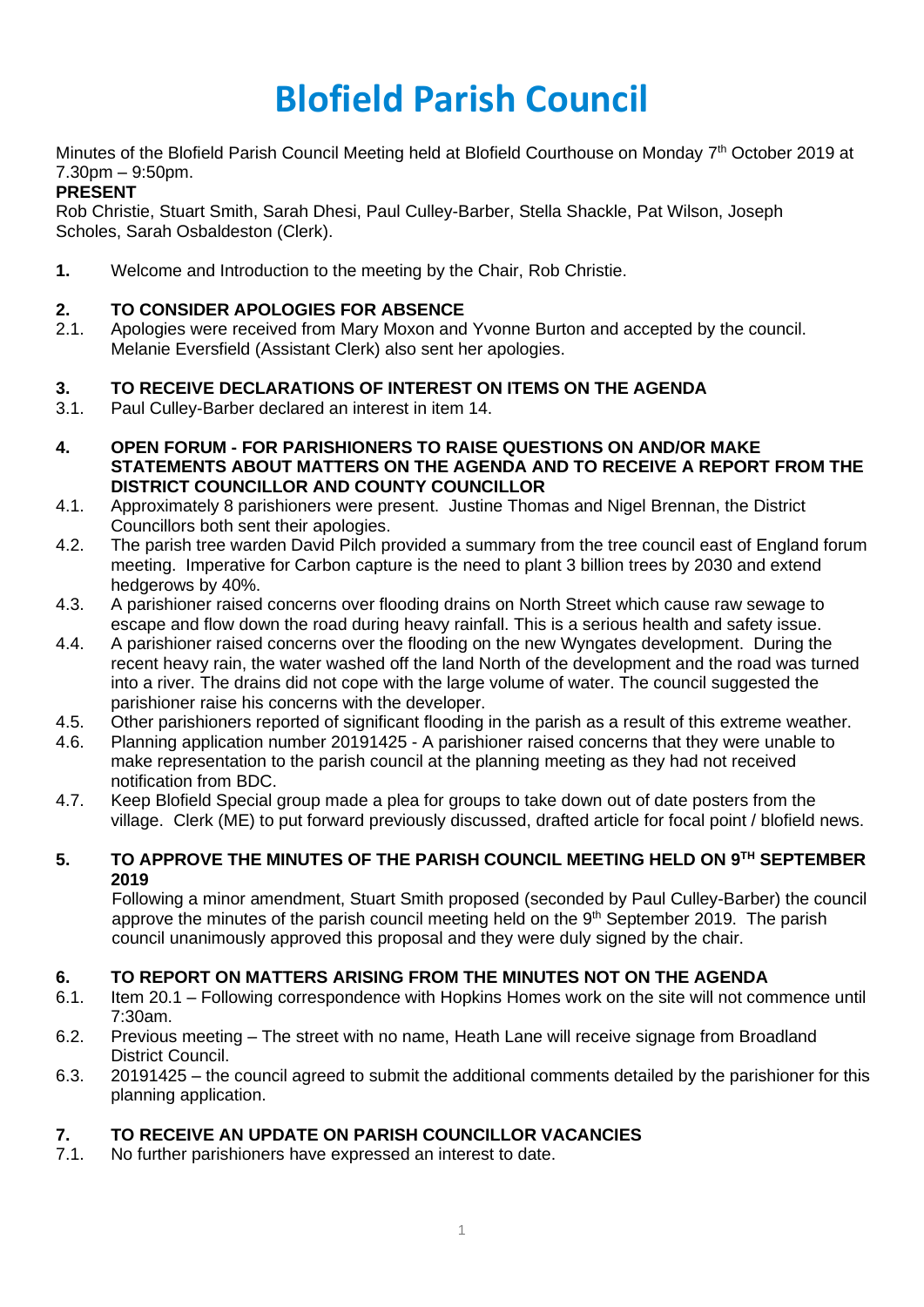# Blofield Parish Council

Minutes of the Blofield Parish Council Meeting held at Blofield Courthouse on Monday 7th October 2019 at 7.30pm – 9:50pm.

**PRESENT**

Rob Christie, Stuart Smith, Sarah Dhesi, Paul Culley-Barber, Stella Shackle, Pat Wilson, Joseph Scholes, Sarah Osbaldeston (Clerk).

**1.** Welcome and Introduction to the meeting by the Chair, Rob Christie.

**2. TO CONSIDER APOLOGIES FOR ABSENCE**

2.1. Apologies were received from Mary Moxon and Yvonne Burton and accepted by the council. Melanie Eversfield (Assistant Clerk) also sent her apologies.

**3. TO RECEIVE DECLARATIONS OF INTEREST ON ITEMS ON THE AGENDA**

3.1. Paul Culley-Barber declared an interest in item 14.

**4. OPEN FORUM - FOR PARISHIONERS TO RAISE QUESTIONS ON AND/OR MAKE STATEMENTS ABOUT MATTERS ON THE AGENDA AND TO RECEIVE A REPORT FROM THE DISTRICT COUNCILLOR AND COUNTY COUNCILLOR**

4.1. Approximately 8 parishioners were present. Justine Thomas and Nigel Brennan, the District Councillors both sent their apologies.

4.2. The parish tree warden David Pilch provided a summary from the tree council east of England forum meeting. Imperative for Carbon capture is the need to plant 3 billion trees by 2030 and extend hedgerows by 40%.

4.3. A parishioner raised concerns over flooding drains on North Street which cause raw sewage to escape and flow down the road during heavy rainfall. This is a serious health and safety issue.

4.4. A parishioner raised concerns over the flooding on the new Wyngates development. During the recent heavy rain, the water washed off the land North of the development and the road was turned into a river. The drains did not cope with the large volume of water. The council suggested the parishioner raise his concerns with the developer.

4.5. Other parishioners reported of significant flooding in the parish as a result of this extreme weather.

4.6. Planning application number 20191425 - A parishioner raised concerns that they were unable to make representation to the parish council at the planning meeting as they had not received notification from BDC.

4.7. Keep Blofield Special group made a plea for groups to take down out of date posters from the village. Clerk (ME) to put forward previously discussed, drafted article for focal point / blofield news.

**5. TO APPROVE THE MINUTES OF THE PARISH COUNCIL MEETING HELD ON 9TH SEPTEMBER 2019**

Following a minor amendment, Stuart Smith proposed (seconded by Paul Culley-Barber) the council approve the minutes of the parish council meeting held on the 9th September 2019. The parish council unanimously approved this proposal and they were duly signed by the chair.

**6. TO REPORT ON MATTERS ARISING FROM THE MINUTES NOT ON THE AGENDA**

6.1. Item 20.1 – Following correspondence with Hopkins Homes work on the site will not commence until 7:30am.

6.2. Previous meeting – The street with no name, Heath Lane will receive signage from Broadland District Council.

6.3. 20191425 – the council agreed to submit the additional comments detailed by the parishioner for this planning application.

**7. TO RECEIVE AN UPDATE ON PARISH COUNCILLOR VACANCIES**

7.1. No further parishioners have expressed an interest to date.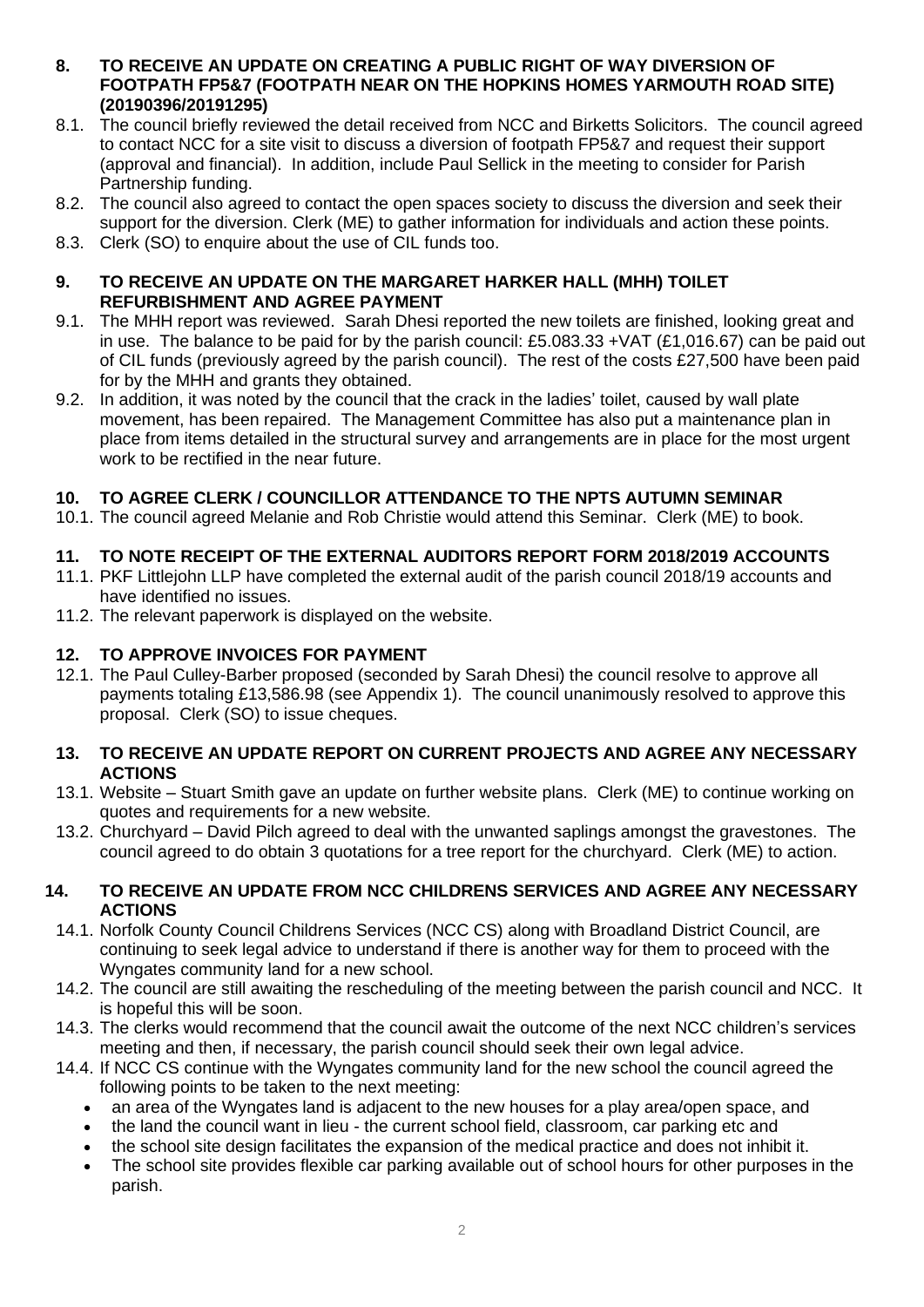## 8. TO RECEIVE AN UPDATE ON CREATING A PUBLIC RIGHT OF WAY DIVERSION OF FOOTPATH FP5&7 (FOOTPATH NEAR ON THE HOPKINS HOMES YARMOUTH ROAD SITE) (20190396/20191295)

8.1. The council briefly reviewed the detail received from NCC and Birketts Solicitors. The council agreed to contact NCC for a site visit to discuss a diversion of footpath FP5&7 and request their support (approval and financial). In addition, include Paul Sellick in the meeting to consider for Parish Partnership funding.

8.2. The council also agreed to contact the open spaces society to discuss the diversion and seek their support for the diversion. Clerk (ME) to gather information for individuals and action these points.

8.3. Clerk (SO) to enquire about the use of CIL funds too.

## 9. TO RECEIVE AN UPDATE ON THE MARGARET HARKER HALL (MHH) TOILET REFURBISHMENT AND AGREE PAYMENT

9.1. The MHH report was reviewed. Sarah Dhesi reported the new toilets are finished, looking great and in use. The balance to be paid for by the parish council: £5.083.33 +VAT (£1,016.67) can be paid out of CIL funds (previously agreed by the parish council). The rest of the costs £27,500 have been paid for by the MHH and grants they obtained.

9.2. In addition, it was noted by the council that the crack in the ladies' toilet, caused by wall plate movement, has been repaired. The Management Committee has also put a maintenance plan in place from items detailed in the structural survey and arrangements are in place for the most urgent work to be rectified in the near future.

## 10. TO AGREE CLERK / COUNCILLOR ATTENDANCE TO THE NPTS AUTUMN SEMINAR

10.1. The council agreed Melanie and Rob Christie would attend this Seminar. Clerk (ME) to book.

## 11. TO NOTE RECEIPT OF THE EXTERNAL AUDITORS REPORT FORM 2018/2019 ACCOUNTS

11.1. PKF Littlejohn LLP have completed the external audit of the parish council 2018/19 accounts and have identified no issues.

11.2. The relevant paperwork is displayed on the website.

## 12. TO APPROVE INVOICES FOR PAYMENT

12.1. The Paul Culley-Barber proposed (seconded by Sarah Dhesi) the council resolve to approve all payments totaling £13,586.98 (see Appendix 1). The council unanimously resolved to approve this proposal. Clerk (SO) to issue cheques.

## 13. TO RECEIVE AN UPDATE REPORT ON CURRENT PROJECTS AND AGREE ANY NECESSARY ACTIONS

13.1. Website – Stuart Smith gave an update on further website plans. Clerk (ME) to continue working on quotes and requirements for a new website.

13.2. Churchyard – David Pilch agreed to deal with the unwanted saplings amongst the gravestones. The council agreed to do obtain 3 quotations for a tree report for the churchyard. Clerk (ME) to action.

## 14. TO RECEIVE AN UPDATE FROM NCC CHILDRENS SERVICES AND AGREE ANY NECESSARY ACTIONS

14.1. Norfolk County Council Childrens Services (NCC CS) along with Broadland District Council, are continuing to seek legal advice to understand if there is another way for them to proceed with the Wyngates community land for a new school.

14.2. The council are still awaiting the rescheduling of the meeting between the parish council and NCC. It is hopeful this will be soon.

14.3. The clerks would recommend that the council await the outcome of the next NCC children's services meeting and then, if necessary, the parish council should seek their own legal advice.

14.4. If NCC CS continue with the Wyngates community land for the new school the council agreed the following points to be taken to the next meeting:

- an area of the Wyngates land is adjacent to the new houses for a play area/open space, and
- the land the council want in lieu - the current school field, classroom, car parking etc and
- the school site design facilitates the expansion of the medical practice and does not inhibit it.
- The school site provides flexible car parking available out of school hours for other purposes in the parish.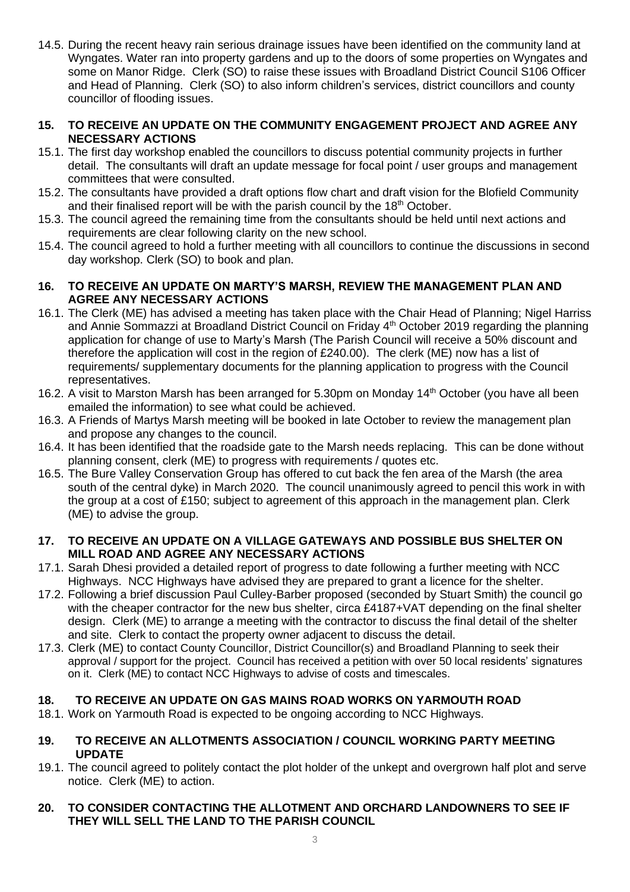14.5. During the recent heavy rain serious drainage issues have been identified on the community land at Wyngates. Water ran into property gardens and up to the doors of some properties on Wyngates and some on Manor Ridge. Clerk (SO) to raise these issues with Broadland District Council S106 Officer and Head of Planning. Clerk (SO) to also inform children's services, district councillors and county councillor of flooding issues.

## 15. TO RECEIVE AN UPDATE ON THE COMMUNITY ENGAGEMENT PROJECT AND AGREE ANY NECESSARY ACTIONS

15.1. The first day workshop enabled the councillors to discuss potential community projects in further detail. The consultants will draft an update message for focal point / user groups and management committees that were consulted.

15.2. The consultants have provided a draft options flow chart and draft vision for the Blofield Community and their finalised report will be with the parish council by the 18th October.

15.3. The council agreed the remaining time from the consultants should be held until next actions and requirements are clear following clarity on the new school.

15.4. The council agreed to hold a further meeting with all councillors to continue the discussions in second day workshop. Clerk (SO) to book and plan.

## 16. TO RECEIVE AN UPDATE ON MARTY'S MARSH, REVIEW THE MANAGEMENT PLAN AND AGREE ANY NECESSARY ACTIONS

16.1. The Clerk (ME) has advised a meeting has taken place with the Chair Head of Planning; Nigel Harriss and Annie Sommazzi at Broadland District Council on Friday 4th October 2019 regarding the planning application for change of use to Marty's Marsh (The Parish Council will receive a 50% discount and therefore the application will cost in the region of £240.00). The clerk (ME) now has a list of requirements/ supplementary documents for the planning application to progress with the Council representatives.

16.2. A visit to Marston Marsh has been arranged for 5.30pm on Monday 14th October (you have all been emailed the information) to see what could be achieved.

16.3. A Friends of Martys Marsh meeting will be booked in late October to review the management plan and propose any changes to the council.

16.4. It has been identified that the roadside gate to the Marsh needs replacing. This can be done without planning consent, clerk (ME) to progress with requirements / quotes etc.

16.5. The Bure Valley Conservation Group has offered to cut back the fen area of the Marsh (the area south of the central dyke) in March 2020. The council unanimously agreed to pencil this work in with the group at a cost of £150; subject to agreement of this approach in the management plan. Clerk (ME) to advise the group.

## 17. TO RECEIVE AN UPDATE ON A VILLAGE GATEWAYS AND POSSIBLE BUS SHELTER ON MILL ROAD AND AGREE ANY NECESSARY ACTIONS

17.1. Sarah Dhesi provided a detailed report of progress to date following a further meeting with NCC Highways. NCC Highways have advised they are prepared to grant a licence for the shelter.

17.2. Following a brief discussion Paul Culley-Barber proposed (seconded by Stuart Smith) the council go with the cheaper contractor for the new bus shelter, circa £4187+VAT depending on the final shelter design. Clerk (ME) to arrange a meeting with the contractor to discuss the final detail of the shelter and site. Clerk to contact the property owner adjacent to discuss the detail.

17.3. Clerk (ME) to contact County Councillor, District Councillor(s) and Broadland Planning to seek their approval / support for the project. Council has received a petition with over 50 local residents' signatures on it. Clerk (ME) to contact NCC Highways to advise of costs and timescales.

## 18. TO RECEIVE AN UPDATE ON GAS MAINS ROAD WORKS ON YARMOUTH ROAD

18.1. Work on Yarmouth Road is expected to be ongoing according to NCC Highways.

## 19. TO RECEIVE AN ALLOTMENTS ASSOCIATION / COUNCIL WORKING PARTY MEETING UPDATE

19.1. The council agreed to politely contact the plot holder of the unkept and overgrown half plot and serve notice. Clerk (ME) to action.

## 20. TO CONSIDER CONTACTING THE ALLOTMENT AND ORCHARD LANDOWNERS TO SEE IF THEY WILL SELL THE LAND TO THE PARISH COUNCIL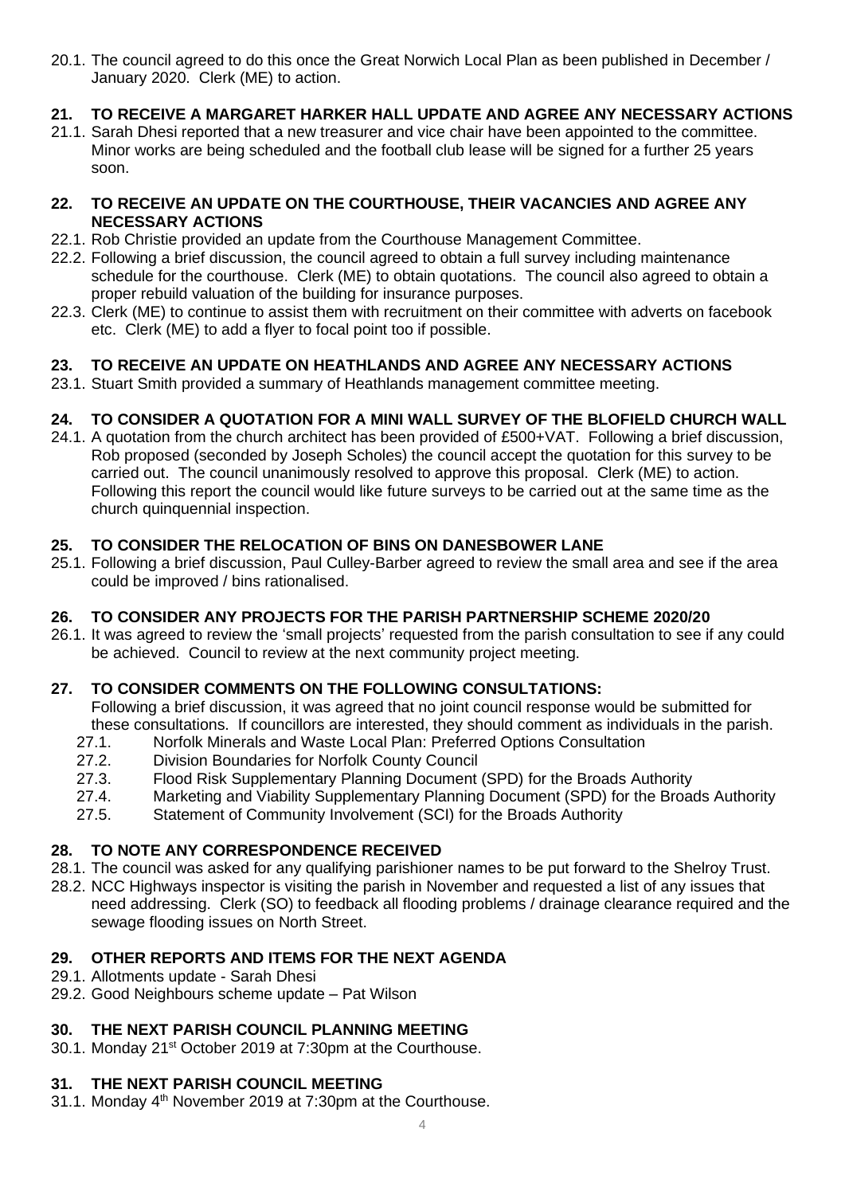20.1. The council agreed to do this once the Great Norwich Local Plan as been published in December / January 2020. Clerk (ME) to action.

## 21. TO RECEIVE A MARGARET HARKER HALL UPDATE AND AGREE ANY NECESSARY ACTIONS

21.1. Sarah Dhesi reported that a new treasurer and vice chair have been appointed to the committee. Minor works are being scheduled and the football club lease will be signed for a further 25 years soon.

## 22. TO RECEIVE AN UPDATE ON THE COURTHOUSE, THEIR VACANCIES AND AGREE ANY NECESSARY ACTIONS

22.1. Rob Christie provided an update from the Courthouse Management Committee.

22.2. Following a brief discussion, the council agreed to obtain a full survey including maintenance schedule for the courthouse. Clerk (ME) to obtain quotations. The council also agreed to obtain a proper rebuild valuation of the building for insurance purposes.

22.3. Clerk (ME) to continue to assist them with recruitment on their committee with adverts on facebook etc. Clerk (ME) to add a flyer to focal point too if possible.

## 23. TO RECEIVE AN UPDATE ON HEATHLANDS AND AGREE ANY NECESSARY ACTIONS

23.1. Stuart Smith provided a summary of Heathlands management committee meeting.

## 24. TO CONSIDER A QUOTATION FOR A MINI WALL SURVEY OF THE BLOFIELD CHURCH WALL

24.1. A quotation from the church architect has been provided of £500+VAT. Following a brief discussion, Rob proposed (seconded by Joseph Scholes) the council accept the quotation for this survey to be carried out. The council unanimously resolved to approve this proposal. Clerk (ME) to action. Following this report the council would like future surveys to be carried out at the same time as the church quinquennial inspection.

## 25. TO CONSIDER THE RELOCATION OF BINS ON DANESBOWER LANE

25.1. Following a brief discussion, Paul Culley-Barber agreed to review the small area and see if the area could be improved / bins rationalised.

## 26. TO CONSIDER ANY PROJECTS FOR THE PARISH PARTNERSHIP SCHEME 2020/20

26.1. It was agreed to review the 'small projects' requested from the parish consultation to see if any could be achieved. Council to review at the next community project meeting.

## 27. TO CONSIDER COMMENTS ON THE FOLLOWING CONSULTATIONS:

Following a brief discussion, it was agreed that no joint council response would be submitted for these consultations. If councillors are interested, they should comment as individuals in the parish.

- 27.1. Norfolk Minerals and Waste Local Plan: Preferred Options Consultation
- 27.2. Division Boundaries for Norfolk County Council
- 27.3. Flood Risk Supplementary Planning Document (SPD) for the Broads Authority
- 27.4. Marketing and Viability Supplementary Planning Document (SPD) for the Broads Authority
- 27.5. Statement of Community Involvement (SCI) for the Broads Authority

## 28. TO NOTE ANY CORRESPONDENCE RECEIVED

28.1. The council was asked for any qualifying parishioner names to be put forward to the Shelroy Trust.

28.2. NCC Highways inspector is visiting the parish in November and requested a list of any issues that need addressing. Clerk (SO) to feedback all flooding problems / drainage clearance required and the sewage flooding issues on North Street.

## 29. OTHER REPORTS AND ITEMS FOR THE NEXT AGENDA

29.1. Allotments update - Sarah Dhesi

29.2. Good Neighbours scheme update – Pat Wilson

## 30. THE NEXT PARISH COUNCIL PLANNING MEETING

30.1. Monday 21st October 2019 at 7:30pm at the Courthouse.

## 31. THE NEXT PARISH COUNCIL MEETING

31.1. Monday 4th November 2019 at 7:30pm at the Courthouse.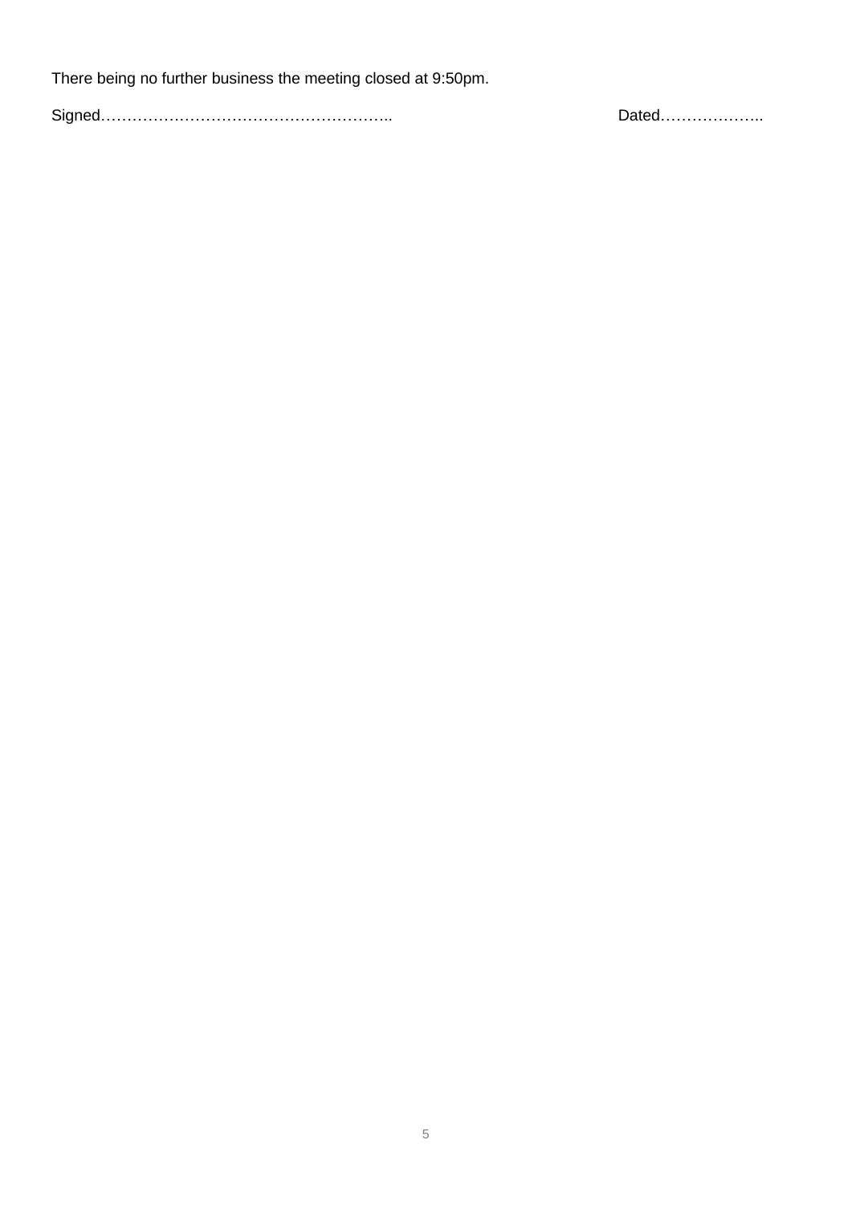There being no further business the meeting closed at 9:50pm.

Signed……………………………………………….. Dated………………..